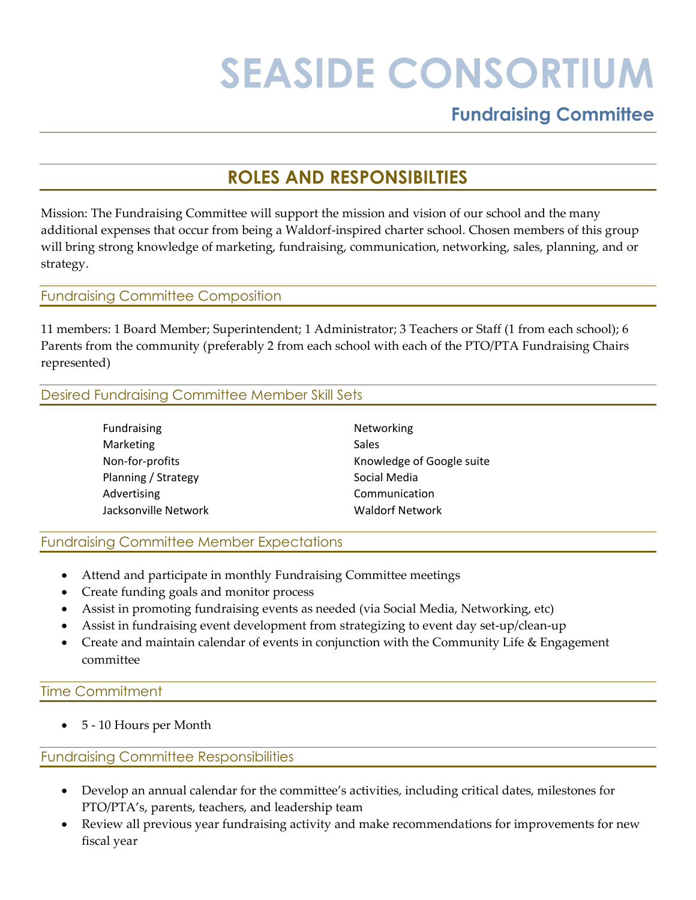# SEASIDE CONSORTIUM

## Fundraising Committee

## ROLES AND RESPONSIBILTIES

Mission: The Fundraising Committee will support the mission and vision of our school and the many additional expenses that occur from being a Waldorf-inspired charter school. Chosen members of this group will bring strong knowledge of marketing, fundraising, communication, networking, sales, planning, and or strategy.

### Fundraising Committee Composition

11 members: 1 Board Member; Superintendent; 1 Administrator; 3 Teachers or Staff (1 from each school); 6 Parents from the community (preferably 2 from each school with each of the PTO/PTA Fundraising Chairs represented)

### Desired Fundraising Committee Member Skill Sets

- Fundraising
- Marketing
- Non-for-profits
- Planning / Strategy
- Advertising
- Jacksonville Network
- Networking
- Sales
- Knowledge of Google suite
- Social Media
- Communication
- Waldorf Network

### Fundraising Committee Member Expectations

- Attend and participate in monthly Fundraising Committee meetings
- Create funding goals and monitor process
- Assist in promoting fundraising events as needed (via Social Media, Networking, etc)
- Assist in fundraising event development from strategizing to event day set-up/clean-up
- Create and maintain calendar of events in conjunction with the Community Life & Engagement committee

### Time Commitment

- 5 - 10 Hours per Month

### Fundraising Committee Responsibilities

- Develop an annual calendar for the committee's activities, including critical dates, milestones for PTO/PTA's, parents, teachers, and leadership team
- Review all previous year fundraising activity and make recommendations for improvements for new fiscal year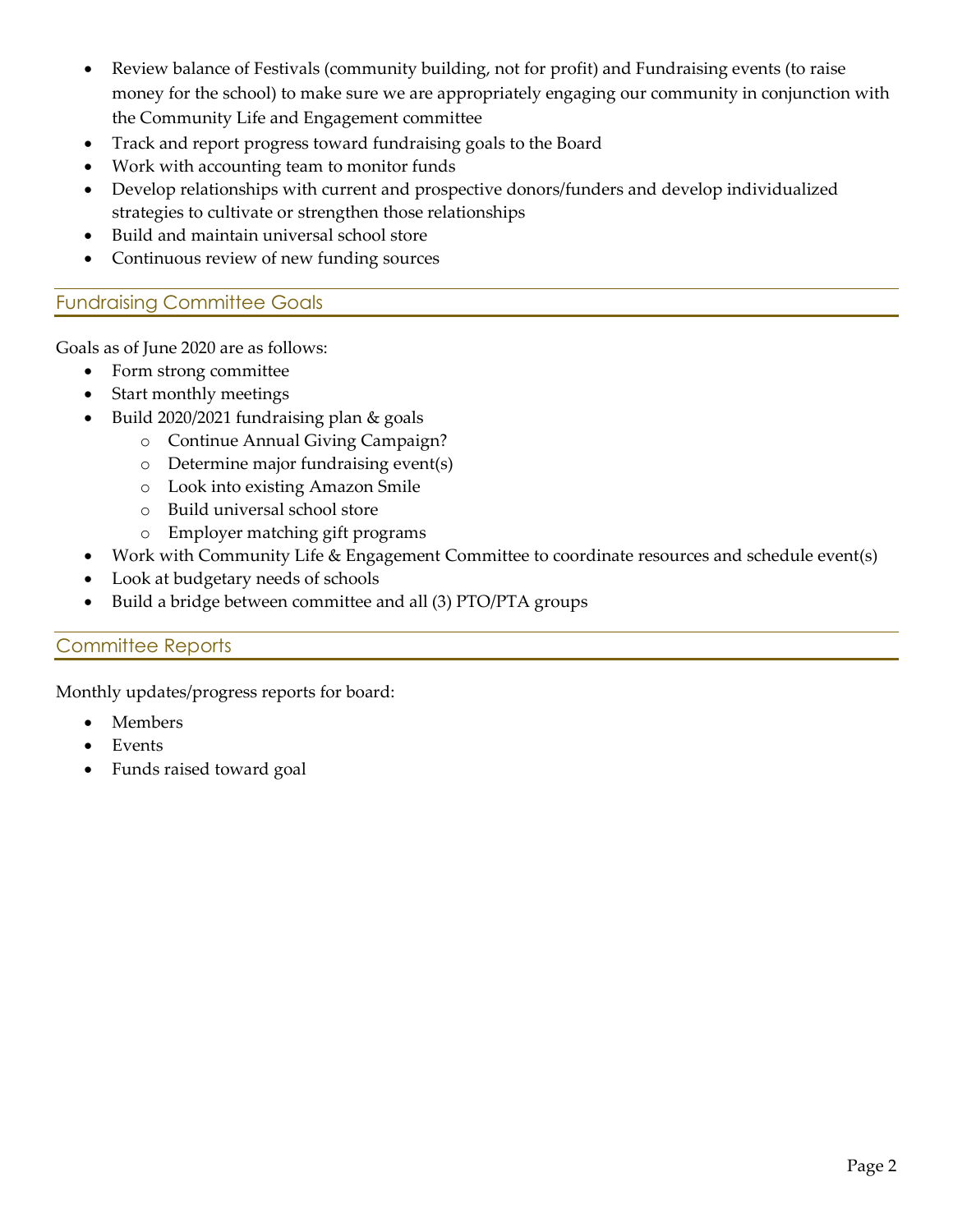- Review balance of Festivals (community building, not for profit) and Fundraising events (to raise money for the school) to make sure we are appropriately engaging our community in conjunction with the Community Life and Engagement committee
- Track and report progress toward fundraising goals to the Board
- Work with accounting team to monitor funds
- Develop relationships with current and prospective donors/funders and develop individualized strategies to cultivate or strengthen those relationships
- Build and maintain universal school store
- Continuous review of new funding sources

## Fundraising Committee Goals

Goals as of June 2020 are as follows:

- Form strong committee
- Start monthly meetings
- Build 2020/2021 fundraising plan & goals
  - Continue Annual Giving Campaign?
  - Determine major fundraising event(s)
  - Look into existing Amazon Smile
  - Build universal school store
  - Employer matching gift programs
- Work with Community Life & Engagement Committee to coordinate resources and schedule event(s)
- Look at budgetary needs of schools
- Build a bridge between committee and all (3) PTO/PTA groups

## Committee Reports

Monthly updates/progress reports for board:

- Members
- Events
- Funds raised toward goal